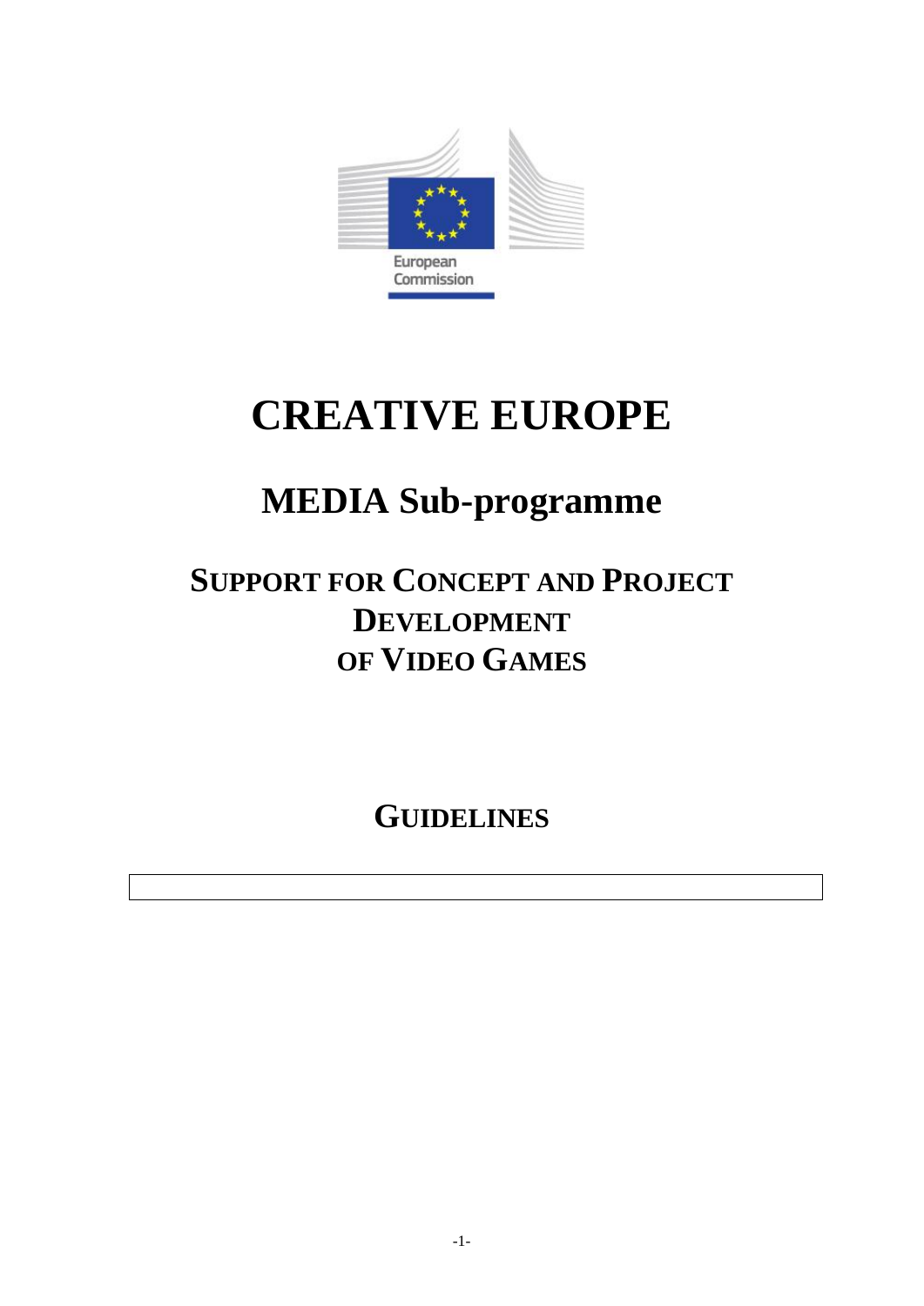European Commission

# CREATIVE EUROPE

## MEDIA Sub-programme

### SUPPORT FOR CONCEPT AND PROJECT DEVELOPMENT OF VIDEO GAMES

### GUIDELINES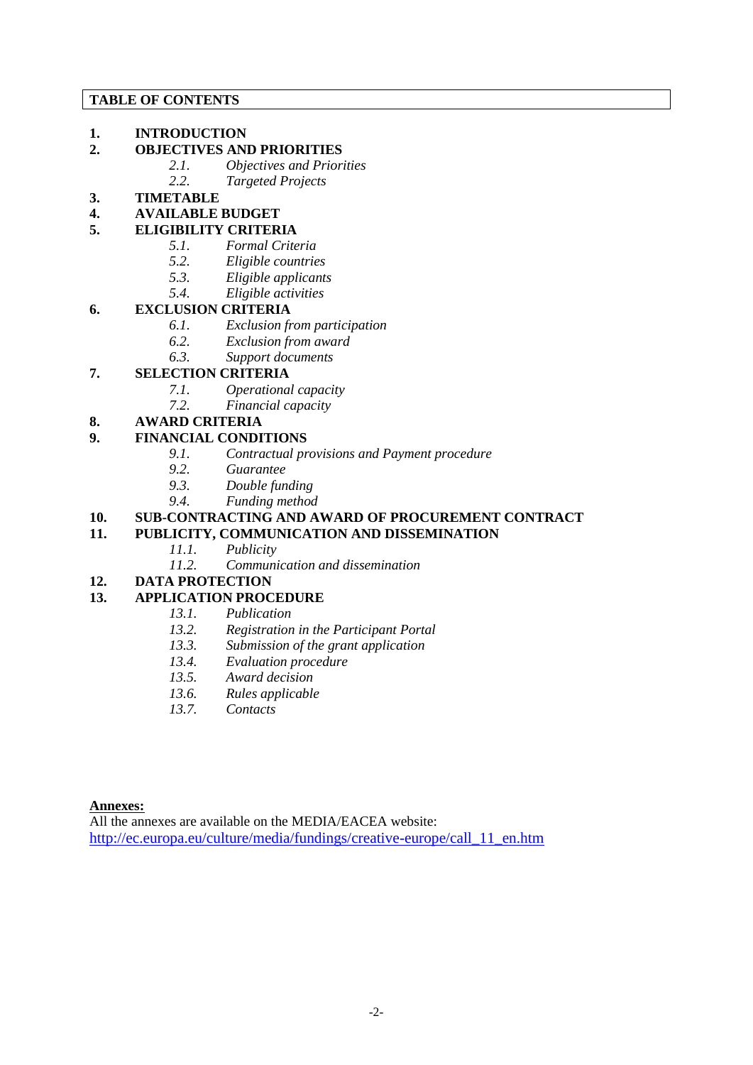**TABLE OF CONTENTS**

1. **INTRODUCTION**
2. **OBJECTIVES AND PRIORITIES**
   - *2.1. Objectives and Priorities*
   - *2.2. Targeted Projects*
3. **TIMETABLE**
4. **AVAILABLE BUDGET**
5. **ELIGIBILITY CRITERIA**
   - *5.1. Formal Criteria*
   - *5.2. Eligible countries*
   - *5.3. Eligible applicants*
   - *5.4. Eligible activities*
6. **EXCLUSION CRITERIA**
   - *6.1. Exclusion from participation*
   - *6.2. Exclusion from award*
   - *6.3. Support documents*
7. **SELECTION CRITERIA**
   - *7.1. Operational capacity*
   - *7.2. Financial capacity*
8. **AWARD CRITERIA**
9. **FINANCIAL CONDITIONS**
   - *9.1. Contractual provisions and Payment procedure*
   - *9.2. Guarantee*
   - *9.3. Double funding*
   - *9.4. Funding method*
10. **SUB-CONTRACTING AND AWARD OF PROCUREMENT CONTRACT**
11. **PUBLICITY, COMMUNICATION AND DISSEMINATION**
    - *11.1. Publicity*
    - *11.2. Communication and dissemination*
12. **DATA PROTECTION**
13. **APPLICATION PROCEDURE**
    - *13.1. Publication*
    - *13.2. Registration in the Participant Portal*
    - *13.3. Submission of the grant application*
    - *13.4. Evaluation procedure*
    - *13.5. Award decision*
    - *13.6. Rules applicable*
    - *13.7. Contacts*

**Annexes:**

All the annexes are available on the MEDIA/EACEA website:
http://ec.europa.eu/culture/media/fundings/creative-europe/call_11_en.htm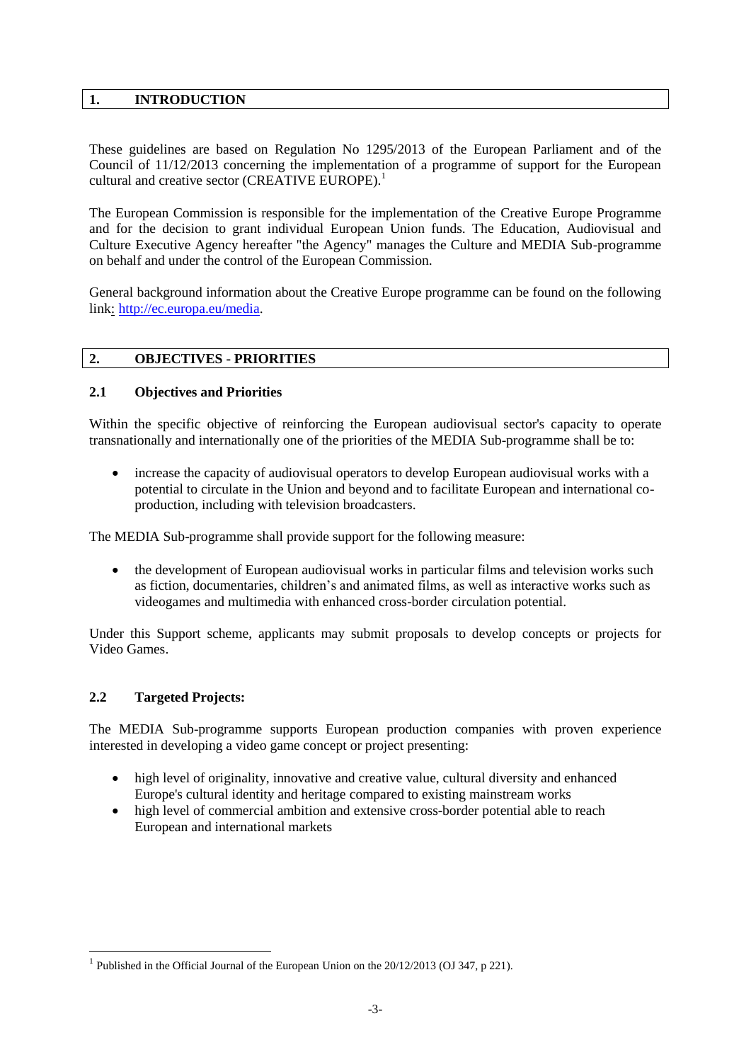## 1. INTRODUCTION

These guidelines are based on Regulation No 1295/2013 of the European Parliament and of the Council of 11/12/2013 concerning the implementation of a programme of support for the European cultural and creative sector (CREATIVE EUROPE).[1]

The European Commission is responsible for the implementation of the Creative Europe Programme and for the decision to grant individual European Union funds. The Education, Audiovisual and Culture Executive Agency hereafter "the Agency" manages the Culture and MEDIA Sub-programme on behalf and under the control of the European Commission.

General background information about the Creative Europe programme can be found on the following link: http://ec.europa.eu/media.

## 2. OBJECTIVES - PRIORITIES

### 2.1 Objectives and Priorities

Within the specific objective of reinforcing the European audiovisual sector's capacity to operate transnationally and internationally one of the priorities of the MEDIA Sub-programme shall be to:

- increase the capacity of audiovisual operators to develop European audiovisual works with a potential to circulate in the Union and beyond and to facilitate European and international co-production, including with television broadcasters.

The MEDIA Sub-programme shall provide support for the following measure:

- the development of European audiovisual works in particular films and television works such as fiction, documentaries, children's and animated films, as well as interactive works such as videogames and multimedia with enhanced cross-border circulation potential.

Under this Support scheme, applicants may submit proposals to develop concepts or projects for Video Games.

### 2.2 Targeted Projects:

The MEDIA Sub-programme supports European production companies with proven experience interested in developing a video game concept or project presenting:

- high level of originality, innovative and creative value, cultural diversity and enhanced Europe's cultural identity and heritage compared to existing mainstream works
- high level of commercial ambition and extensive cross-border potential able to reach European and international markets

[1] Published in the Official Journal of the European Union on the 20/12/2013 (OJ 347, p 221).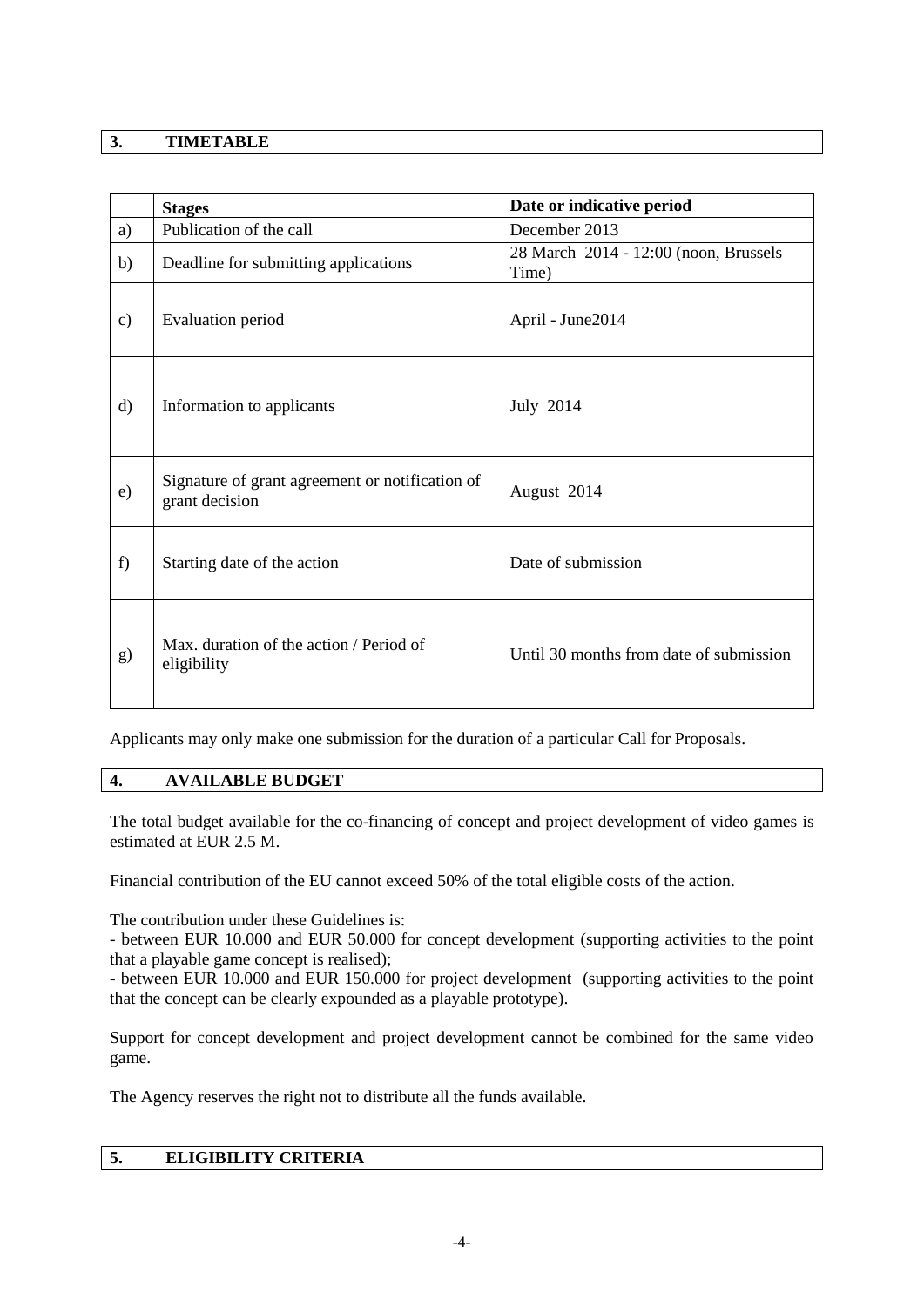## 3. TIMETABLE

| | Stages | Date or indicative period |
|---|---|---|
| a) | Publication of the call | December 2013 |
| b) | Deadline for submitting applications | 28 March 2014 - 12:00 (noon, Brussels Time) |
| c) | Evaluation period | April - June2014 |
| d) | Information to applicants | July 2014 |
| e) | Signature of grant agreement or notification of grant decision | August 2014 |
| f) | Starting date of the action | Date of submission |
| g) | Max. duration of the action / Period of eligibility | Until 30 months from date of submission |

Applicants may only make one submission for the duration of a particular Call for Proposals.

## 4. AVAILABLE BUDGET

The total budget available for the co-financing of concept and project development of video games is estimated at EUR 2.5 M.

Financial contribution of the EU cannot exceed 50% of the total eligible costs of the action.

The contribution under these Guidelines is:
- between EUR 10.000 and EUR 50.000 for concept development (supporting activities to the point that a playable game concept is realised);
- between EUR 10.000 and EUR 150.000 for project development (supporting activities to the point that the concept can be clearly expounded as a playable prototype).

Support for concept development and project development cannot be combined for the same video game.

The Agency reserves the right not to distribute all the funds available.

## 5. ELIGIBILITY CRITERIA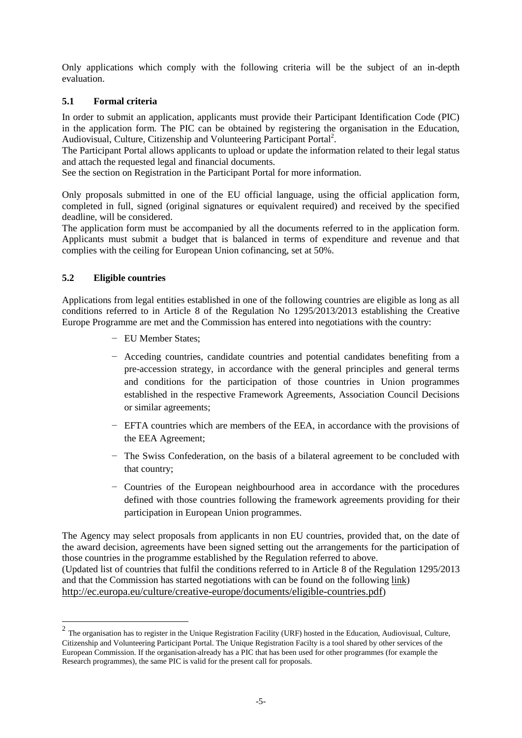Only applications which comply with the following criteria will be the subject of an in-depth evaluation.

### 5.1 Formal criteria

In order to submit an application, applicants must provide their Participant Identification Code (PIC) in the application form. The PIC can be obtained by registering the organisation in the Education, Audiovisual, Culture, Citizenship and Volunteering Participant Portal[2].

The Participant Portal allows applicants to upload or update the information related to their legal status and attach the requested legal and financial documents.

See the section on Registration in the Participant Portal for more information.

Only proposals submitted in one of the EU official language, using the official application form, completed in full, signed (original signatures or equivalent required) and received by the specified deadline, will be considered.

The application form must be accompanied by all the documents referred to in the application form. Applicants must submit a budget that is balanced in terms of expenditure and revenue and that complies with the ceiling for European Union cofinancing, set at 50%.

### 5.2 Eligible countries

Applications from legal entities established in one of the following countries are eligible as long as all conditions referred to in Article 8 of the Regulation No 1295/2013/2013 establishing the Creative Europe Programme are met and the Commission has entered into negotiations with the country:

- EU Member States;
- Acceding countries, candidate countries and potential candidates benefiting from a pre-accession strategy, in accordance with the general principles and general terms and conditions for the participation of those countries in Union programmes established in the respective Framework Agreements, Association Council Decisions or similar agreements;
- EFTA countries which are members of the EEA, in accordance with the provisions of the EEA Agreement;
- The Swiss Confederation, on the basis of a bilateral agreement to be concluded with that country;
- Countries of the European neighbourhood area in accordance with the procedures defined with those countries following the framework agreements providing for their participation in European Union programmes.

The Agency may select proposals from applicants in non EU countries, provided that, on the date of the award decision, agreements have been signed setting out the arrangements for the participation of those countries in the programme established by the Regulation referred to above.

(Updated list of countries that fulfil the conditions referred to in Article 8 of the Regulation 1295/2013 and that the Commission has started negotiations with can be found on the following link) http://ec.europa.eu/culture/creative-europe/documents/eligible-countries.pdf)

---

[2] The organisation has to register in the Unique Registration Facility (URF) hosted in the Education, Audiovisual, Culture, Citizenship and Volunteering Participant Portal. The Unique Registration Facilty is a tool shared by other services of the European Commission. If the organisation already has a PIC that has been used for other programmes (for example the Research programmes), the same PIC is valid for the present call for proposals.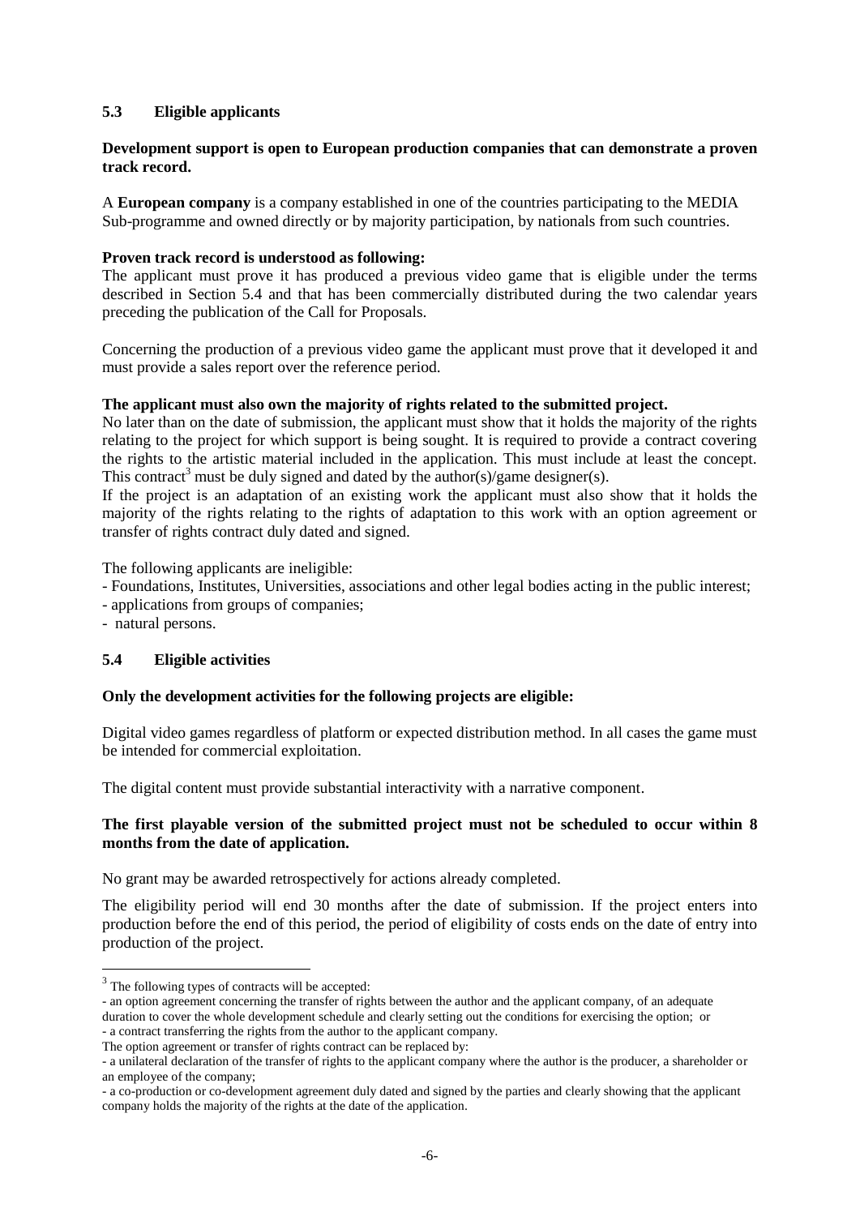### 5.3 Eligible applicants

**Development support is open to European production companies that can demonstrate a proven track record.**

A **European company** is a company established in one of the countries participating to the MEDIA Sub-programme and owned directly or by majority participation, by nationals from such countries.

**Proven track record is understood as following:**

The applicant must prove it has produced a previous video game that is eligible under the terms described in Section 5.4 and that has been commercially distributed during the two calendar years preceding the publication of the Call for Proposals.

Concerning the production of a previous video game the applicant must prove that it developed it and must provide a sales report over the reference period.

**The applicant must also own the majority of rights related to the submitted project.**

No later than on the date of submission, the applicant must show that it holds the majority of the rights relating to the project for which support is being sought. It is required to provide a contract covering the rights to the artistic material included in the application. This must include at least the concept. This contract[3] must be duly signed and dated by the author(s)/game designer(s).

If the project is an adaptation of an existing work the applicant must also show that it holds the majority of the rights relating to the rights of adaptation to this work with an option agreement or transfer of rights contract duly dated and signed.

The following applicants are ineligible:

- Foundations, Institutes, Universities, associations and other legal bodies acting in the public interest;
- applications from groups of companies;
- natural persons.

### 5.4 Eligible activities

**Only the development activities for the following projects are eligible:**

Digital video games regardless of platform or expected distribution method. In all cases the game must be intended for commercial exploitation.

The digital content must provide substantial interactivity with a narrative component.

**The first playable version of the submitted project must not be scheduled to occur within 8 months from the date of application.**

No grant may be awarded retrospectively for actions already completed.

The eligibility period will end 30 months after the date of submission. If the project enters into production before the end of this period, the period of eligibility of costs ends on the date of entry into production of the project.

---

[3] The following types of contracts will be accepted:
- an option agreement concerning the transfer of rights between the author and the applicant company, of an adequate duration to cover the whole development schedule and clearly setting out the conditions for exercising the option; or
- a contract transferring the rights from the author to the applicant company.

The option agreement or transfer of rights contract can be replaced by:
- a unilateral declaration of the transfer of rights to the applicant company where the author is the producer, a shareholder or an employee of the company;
- a co-production or co-development agreement duly dated and signed by the parties and clearly showing that the applicant company holds the majority of the rights at the date of the application.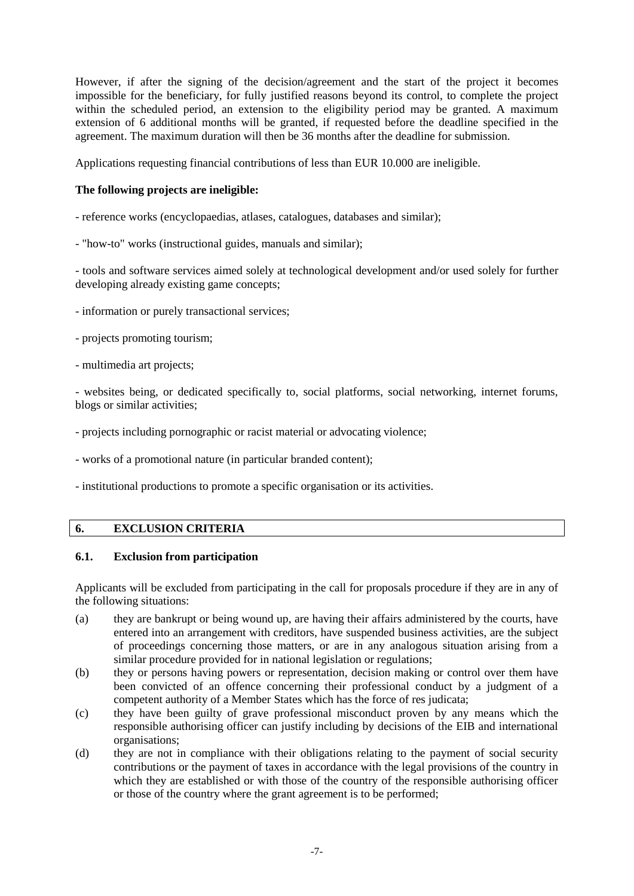However, if after the signing of the decision/agreement and the start of the project it becomes impossible for the beneficiary, for fully justified reasons beyond its control, to complete the project within the scheduled period, an extension to the eligibility period may be granted. A maximum extension of 6 additional months will be granted, if requested before the deadline specified in the agreement. The maximum duration will then be 36 months after the deadline for submission.

Applications requesting financial contributions of less than EUR 10.000 are ineligible.

**The following projects are ineligible:**

- reference works (encyclopaedias, atlases, catalogues, databases and similar);

- "how-to" works (instructional guides, manuals and similar);

- tools and software services aimed solely at technological development and/or used solely for further developing already existing game concepts;

- information or purely transactional services;

- projects promoting tourism;

- multimedia art projects;

- websites being, or dedicated specifically to, social platforms, social networking, internet forums, blogs or similar activities;

- projects including pornographic or racist material or advocating violence;

- works of a promotional nature (in particular branded content);

- institutional productions to promote a specific organisation or its activities.

## 6. EXCLUSION CRITERIA

### 6.1. Exclusion from participation

Applicants will be excluded from participating in the call for proposals procedure if they are in any of the following situations:

(a) they are bankrupt or being wound up, are having their affairs administered by the courts, have entered into an arrangement with creditors, have suspended business activities, are the subject of proceedings concerning those matters, or are in any analogous situation arising from a similar procedure provided for in national legislation or regulations;

(b) they or persons having powers or representation, decision making or control over them have been convicted of an offence concerning their professional conduct by a judgment of a competent authority of a Member States which has the force of res judicata;

(c) they have been guilty of grave professional misconduct proven by any means which the responsible authorising officer can justify including by decisions of the EIB and international organisations;

(d) they are not in compliance with their obligations relating to the payment of social security contributions or the payment of taxes in accordance with the legal provisions of the country in which they are established or with those of the country of the responsible authorising officer or those of the country where the grant agreement is to be performed;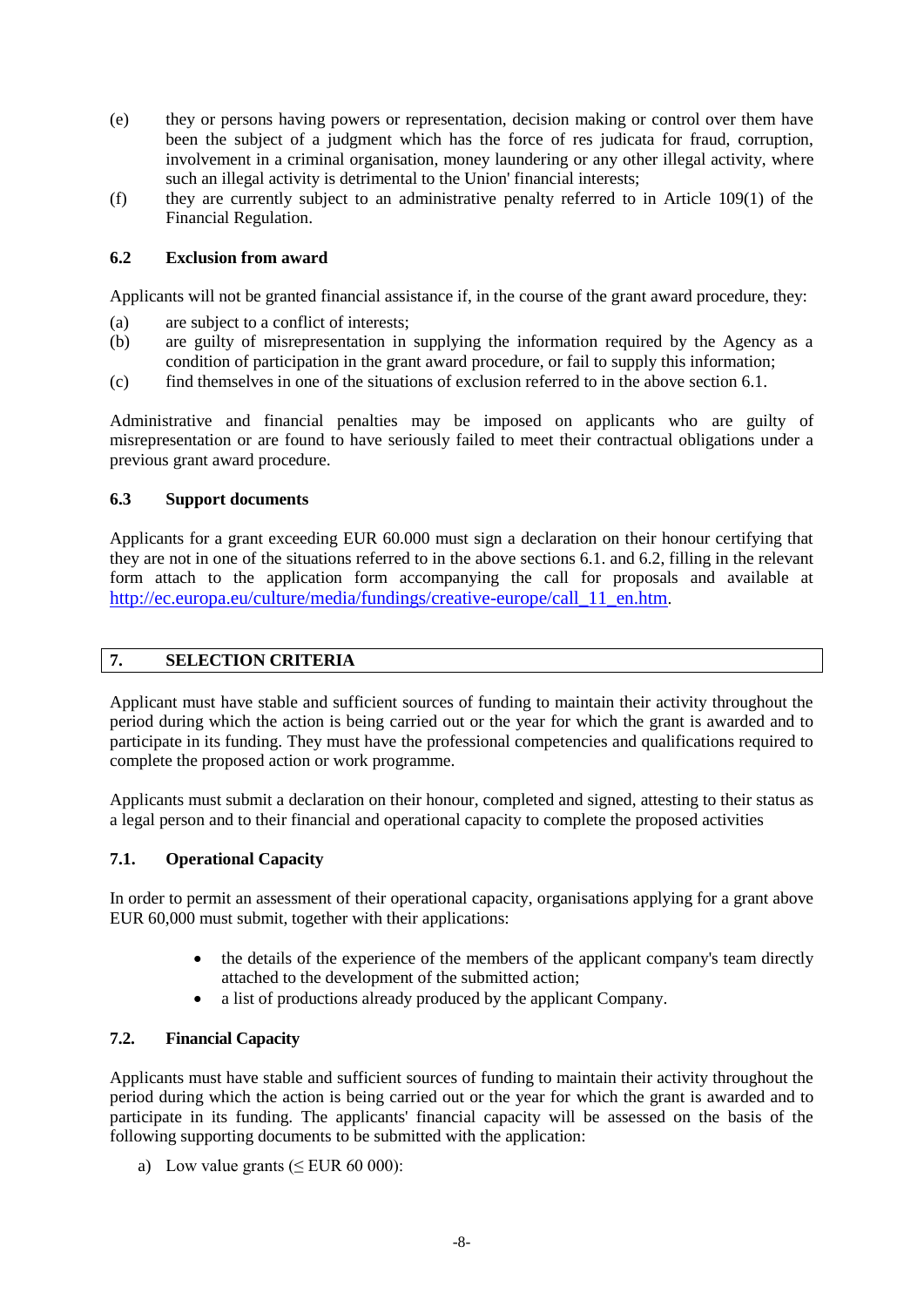(e) they or persons having powers or representation, decision making or control over them have been the subject of a judgment which has the force of res judicata for fraud, corruption, involvement in a criminal organisation, money laundering or any other illegal activity, where such an illegal activity is detrimental to the Union' financial interests;

(f) they are currently subject to an administrative penalty referred to in Article 109(1) of the Financial Regulation.

### 6.2 Exclusion from award

Applicants will not be granted financial assistance if, in the course of the grant award procedure, they:

(a) are subject to a conflict of interests;

(b) are guilty of misrepresentation in supplying the information required by the Agency as a condition of participation in the grant award procedure, or fail to supply this information;

(c) find themselves in one of the situations of exclusion referred to in the above section 6.1.

Administrative and financial penalties may be imposed on applicants who are guilty of misrepresentation or are found to have seriously failed to meet their contractual obligations under a previous grant award procedure.

### 6.3 Support documents

Applicants for a grant exceeding EUR 60.000 must sign a declaration on their honour certifying that they are not in one of the situations referred to in the above sections 6.1. and 6.2, filling in the relevant form attach to the application form accompanying the call for proposals and available at http://ec.europa.eu/culture/media/fundings/creative-europe/call_11_en.htm.

## 7. SELECTION CRITERIA

Applicant must have stable and sufficient sources of funding to maintain their activity throughout the period during which the action is being carried out or the year for which the grant is awarded and to participate in its funding. They must have the professional competencies and qualifications required to complete the proposed action or work programme.

Applicants must submit a declaration on their honour, completed and signed, attesting to their status as a legal person and to their financial and operational capacity to complete the proposed activities

### 7.1. Operational Capacity

In order to permit an assessment of their operational capacity, organisations applying for a grant above EUR 60,000 must submit, together with their applications:

- the details of the experience of the members of the applicant company's team directly attached to the development of the submitted action;
- a list of productions already produced by the applicant Company.

### 7.2. Financial Capacity

Applicants must have stable and sufficient sources of funding to maintain their activity throughout the period during which the action is being carried out or the year for which the grant is awarded and to participate in its funding. The applicants' financial capacity will be assessed on the basis of the following supporting documents to be submitted with the application:

a) Low value grants (≤ EUR 60 000):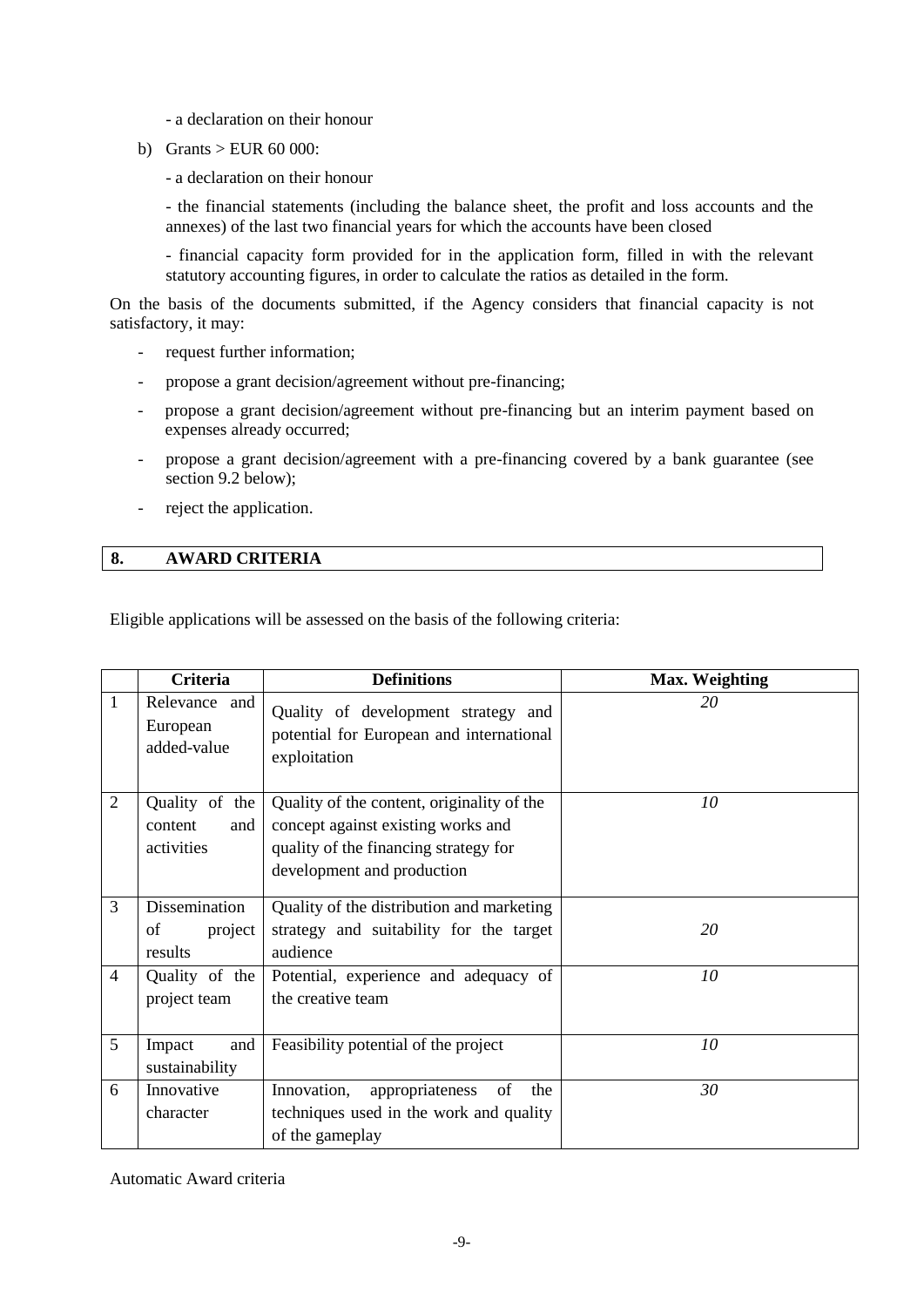- a declaration on their honour

b) Grants > EUR 60 000:

   - a declaration on their honour

   - the financial statements (including the balance sheet, the profit and loss accounts and the annexes) of the last two financial years for which the accounts have been closed

   - financial capacity form provided for in the application form, filled in with the relevant statutory accounting figures, in order to calculate the ratios as detailed in the form.

On the basis of the documents submitted, if the Agency considers that financial capacity is not satisfactory, it may:

- request further information;
- propose a grant decision/agreement without pre-financing;
- propose a grant decision/agreement without pre-financing but an interim payment based on expenses already occurred;
- propose a grant decision/agreement with a pre-financing covered by a bank guarantee (see section 9.2 below);
- reject the application.

## 8. AWARD CRITERIA

Eligible applications will be assessed on the basis of the following criteria:

| | Criteria | Definitions | Max. Weighting |
|---|---|---|---|
| 1 | Relevance and European added-value | Quality of development strategy and potential for European and international exploitation | *20* |
| 2 | Quality of the content and activities | Quality of the content, originality of the concept against existing works and quality of the financing strategy for development and production | *10* |
| 3 | Dissemination of project results | Quality of the distribution and marketing strategy and suitability for the target audience | *20* |
| 4 | Quality of the project team | Potential, experience and adequacy of the creative team | *10* |
| 5 | Impact and sustainability | Feasibility potential of the project | *10* |
| 6 | Innovative character | Innovation, appropriateness of the techniques used in the work and quality of the gameplay | *30* |

Automatic Award criteria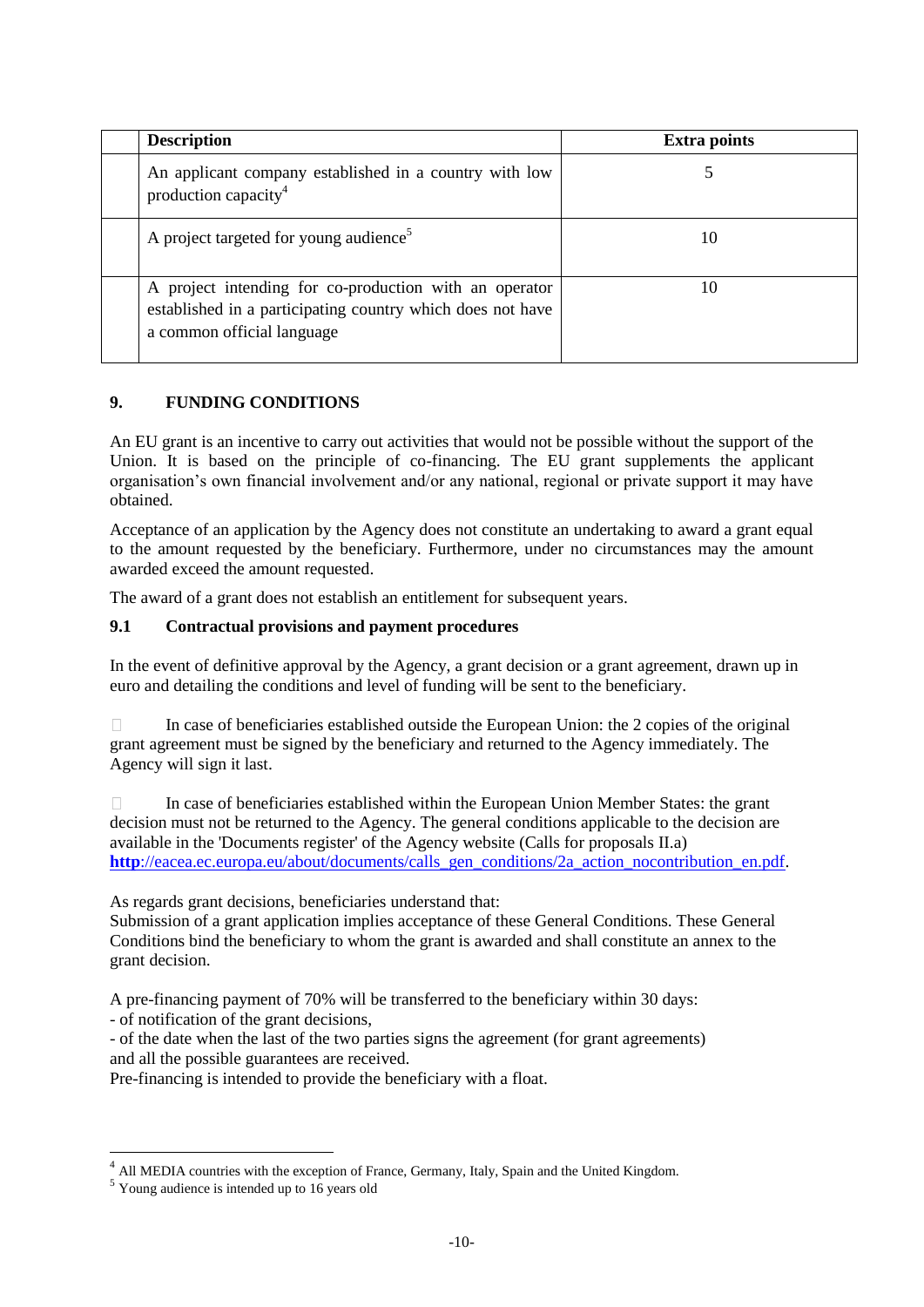| | Description | Extra points |
|---|---|---|
| | An applicant company established in a country with low production capacity[4] | 5 |
| | A project targeted for young audience[5] | 10 |
| | A project intending for co-production with an operator established in a participating country which does not have a common official language | 10 |

## 9. FUNDING CONDITIONS

An EU grant is an incentive to carry out activities that would not be possible without the support of the Union. It is based on the principle of co-financing. The EU grant supplements the applicant organisation's own financial involvement and/or any national, regional or private support it may have obtained.

Acceptance of an application by the Agency does not constitute an undertaking to award a grant equal to the amount requested by the beneficiary. Furthermore, under no circumstances may the amount awarded exceed the amount requested.

The award of a grant does not establish an entitlement for subsequent years.

### 9.1 Contractual provisions and payment procedures

In the event of definitive approval by the Agency, a grant decision or a grant agreement, drawn up in euro and detailing the conditions and level of funding will be sent to the beneficiary.

- In case of beneficiaries established outside the European Union: the 2 copies of the original grant agreement must be signed by the beneficiary and returned to the Agency immediately. The Agency will sign it last.

- In case of beneficiaries established within the European Union Member States: the grant decision must not be returned to the Agency. The general conditions applicable to the decision are available in the 'Documents register' of the Agency website (Calls for proposals II.a) **http**://eacea.ec.europa.eu/about/documents/calls_gen_conditions/2a_action_nocontribution_en.pdf.

As regards grant decisions, beneficiaries understand that:
Submission of a grant application implies acceptance of these General Conditions. These General Conditions bind the beneficiary to whom the grant is awarded and shall constitute an annex to the grant decision.

A pre-financing payment of 70% will be transferred to the beneficiary within 30 days:
- of notification of the grant decisions,
- of the date when the last of the two parties signs the agreement (for grant agreements)
and all the possible guarantees are received.
Pre-financing is intended to provide the beneficiary with a float.

[4] All MEDIA countries with the exception of France, Germany, Italy, Spain and the United Kingdom.
[5] Young audience is intended up to 16 years old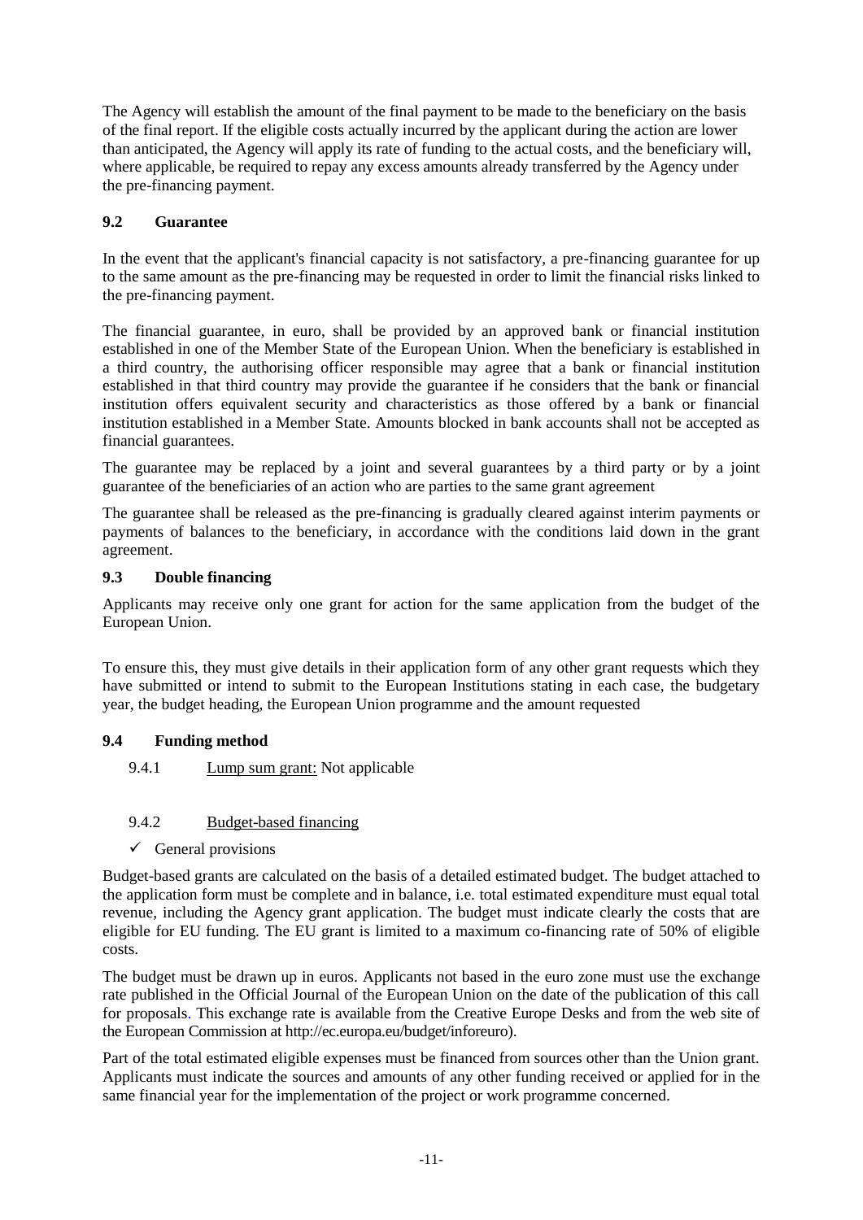The Agency will establish the amount of the final payment to be made to the beneficiary on the basis of the final report. If the eligible costs actually incurred by the applicant during the action are lower than anticipated, the Agency will apply its rate of funding to the actual costs, and the beneficiary will, where applicable, be required to repay any excess amounts already transferred by the Agency under the pre-financing payment.

### 9.2 Guarantee

In the event that the applicant's financial capacity is not satisfactory, a pre-financing guarantee for up to the same amount as the pre-financing may be requested in order to limit the financial risks linked to the pre-financing payment.

The financial guarantee, in euro, shall be provided by an approved bank or financial institution established in one of the Member State of the European Union. When the beneficiary is established in a third country, the authorising officer responsible may agree that a bank or financial institution established in that third country may provide the guarantee if he considers that the bank or financial institution offers equivalent security and characteristics as those offered by a bank or financial institution established in a Member State. Amounts blocked in bank accounts shall not be accepted as financial guarantees.

The guarantee may be replaced by a joint and several guarantees by a third party or by a joint guarantee of the beneficiaries of an action who are parties to the same grant agreement

The guarantee shall be released as the pre-financing is gradually cleared against interim payments or payments of balances to the beneficiary, in accordance with the conditions laid down in the grant agreement.

### 9.3 Double financing

Applicants may receive only one grant for action for the same application from the budget of the European Union.

To ensure this, they must give details in their application form of any other grant requests which they have submitted or intend to submit to the European Institutions stating in each case, the budgetary year, the budget heading, the European Union programme and the amount requested

### 9.4 Funding method

9.4.1 Lump sum grant: Not applicable

9.4.2 Budget-based financing

- ✓ General provisions

Budget-based grants are calculated on the basis of a detailed estimated budget. The budget attached to the application form must be complete and in balance, i.e. total estimated expenditure must equal total revenue, including the Agency grant application. The budget must indicate clearly the costs that are eligible for EU funding. The EU grant is limited to a maximum co-financing rate of 50% of eligible costs.

The budget must be drawn up in euros. Applicants not based in the euro zone must use the exchange rate published in the Official Journal of the European Union on the date of the publication of this call for proposals. This exchange rate is available from the Creative Europe Desks and from the web site of the European Commission at http://ec.europa.eu/budget/inforeuro).

Part of the total estimated eligible expenses must be financed from sources other than the Union grant. Applicants must indicate the sources and amounts of any other funding received or applied for in the same financial year for the implementation of the project or work programme concerned.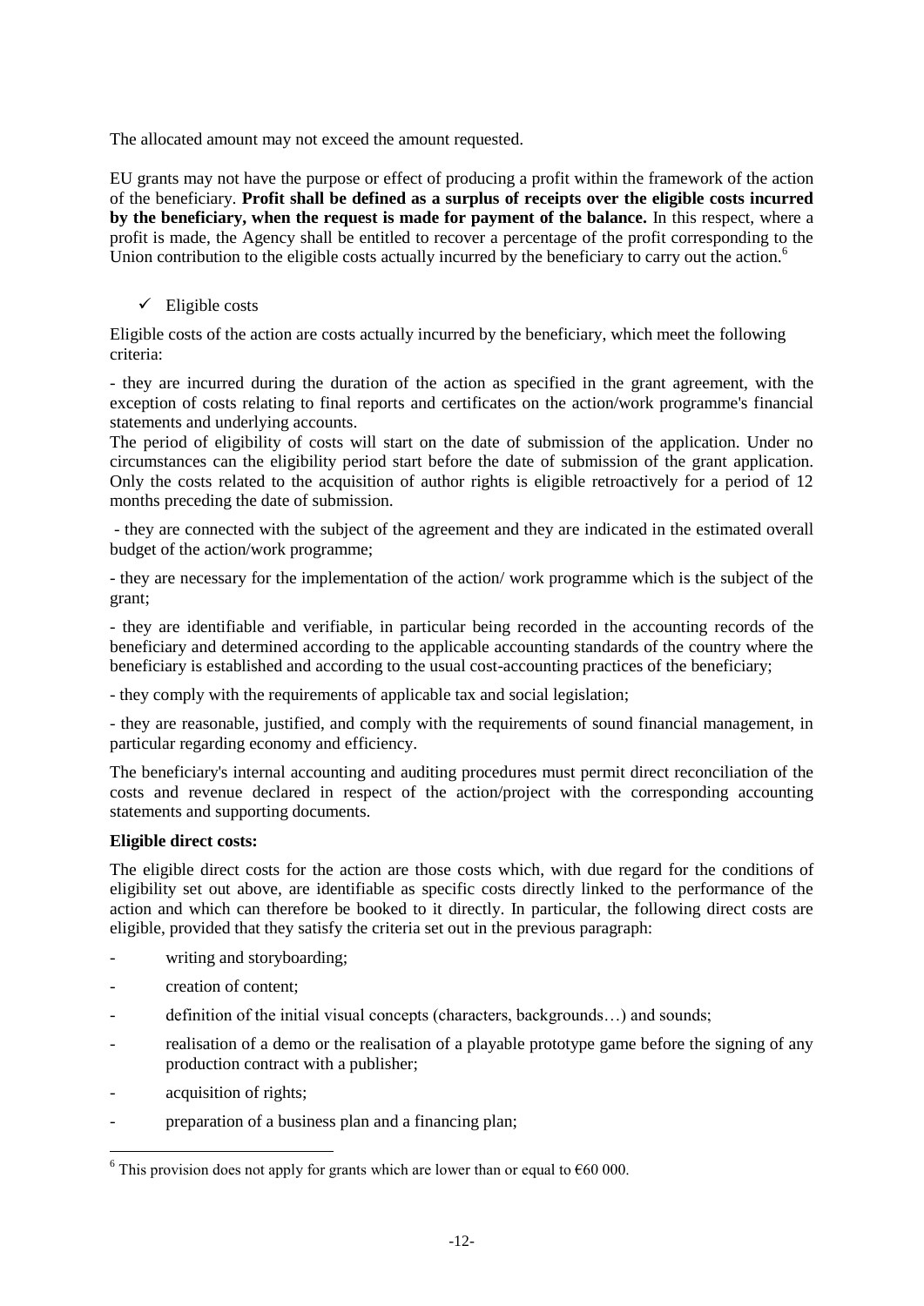The allocated amount may not exceed the amount requested.

EU grants may not have the purpose or effect of producing a profit within the framework of the action of the beneficiary. **Profit shall be defined as a surplus of receipts over the eligible costs incurred by the beneficiary, when the request is made for payment of the balance.** In this respect, where a profit is made, the Agency shall be entitled to recover a percentage of the profit corresponding to the Union contribution to the eligible costs actually incurred by the beneficiary to carry out the action.[6]

- ✓ Eligible costs

Eligible costs of the action are costs actually incurred by the beneficiary, which meet the following criteria:

- they are incurred during the duration of the action as specified in the grant agreement, with the exception of costs relating to final reports and certificates on the action/work programme's financial statements and underlying accounts.

The period of eligibility of costs will start on the date of submission of the application. Under no circumstances can the eligibility period start before the date of submission of the grant application. Only the costs related to the acquisition of author rights is eligible retroactively for a period of 12 months preceding the date of submission.

- they are connected with the subject of the agreement and they are indicated in the estimated overall budget of the action/work programme;

- they are necessary for the implementation of the action/ work programme which is the subject of the grant;

- they are identifiable and verifiable, in particular being recorded in the accounting records of the beneficiary and determined according to the applicable accounting standards of the country where the beneficiary is established and according to the usual cost-accounting practices of the beneficiary;

- they comply with the requirements of applicable tax and social legislation;

- they are reasonable, justified, and comply with the requirements of sound financial management, in particular regarding economy and efficiency.

The beneficiary's internal accounting and auditing procedures must permit direct reconciliation of the costs and revenue declared in respect of the action/project with the corresponding accounting statements and supporting documents.

**Eligible direct costs:**

The eligible direct costs for the action are those costs which, with due regard for the conditions of eligibility set out above, are identifiable as specific costs directly linked to the performance of the action and which can therefore be booked to it directly. In particular, the following direct costs are eligible, provided that they satisfy the criteria set out in the previous paragraph:

- writing and storyboarding;
- creation of content;
- definition of the initial visual concepts (characters, backgrounds…) and sounds;
- realisation of a demo or the realisation of a playable prototype game before the signing of any production contract with a publisher;
- acquisition of rights;
- preparation of a business plan and a financing plan;

[6] This provision does not apply for grants which are lower than or equal to €60 000.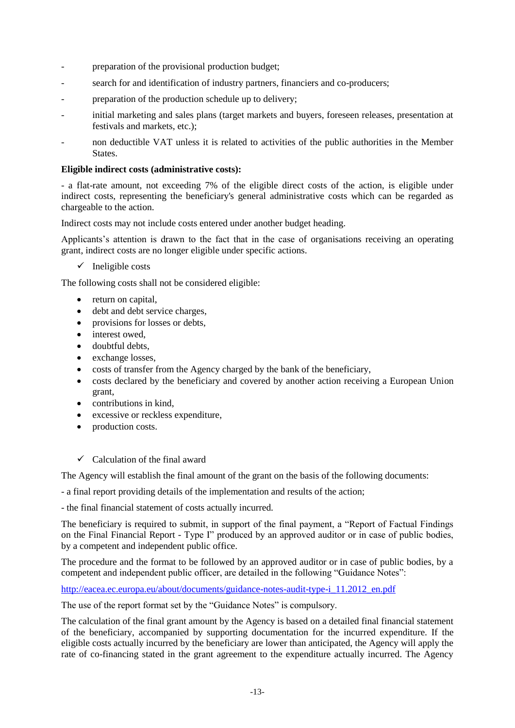- preparation of the provisional production budget;
- search for and identification of industry partners, financiers and co-producers;
- preparation of the production schedule up to delivery;
- initial marketing and sales plans (target markets and buyers, foreseen releases, presentation at festivals and markets, etc.);
- non deductible VAT unless it is related to activities of the public authorities in the Member States.

**Eligible indirect costs (administrative costs):**

- a flat-rate amount, not exceeding 7% of the eligible direct costs of the action, is eligible under indirect costs, representing the beneficiary's general administrative costs which can be regarded as chargeable to the action.

Indirect costs may not include costs entered under another budget heading.

Applicants's attention is drawn to the fact that in the case of organisations receiving an operating grant, indirect costs are no longer eligible under specific actions.

- ✓ Ineligible costs

The following costs shall not be considered eligible:

- return on capital,
- debt and debt service charges,
- provisions for losses or debts,
- interest owed,
- doubtful debts,
- exchange losses,
- costs of transfer from the Agency charged by the bank of the beneficiary,
- costs declared by the beneficiary and covered by another action receiving a European Union grant,
- contributions in kind,
- excessive or reckless expenditure,
- production costs.

- ✓ Calculation of the final award

The Agency will establish the final amount of the grant on the basis of the following documents:

- a final report providing details of the implementation and results of the action;

- the final financial statement of costs actually incurred.

The beneficiary is required to submit, in support of the final payment, a "Report of Factual Findings on the Final Financial Report - Type I" produced by an approved auditor or in case of public bodies, by a competent and independent public office.

The procedure and the format to be followed by an approved auditor or in case of public bodies, by a competent and independent public officer, are detailed in the following "Guidance Notes":

http://eacea.ec.europa.eu/about/documents/guidance-notes-audit-type-i_11.2012_en.pdf

The use of the report format set by the "Guidance Notes" is compulsory.

The calculation of the final grant amount by the Agency is based on a detailed final financial statement of the beneficiary, accompanied by supporting documentation for the incurred expenditure. If the eligible costs actually incurred by the beneficiary are lower than anticipated, the Agency will apply the rate of co-financing stated in the grant agreement to the expenditure actually incurred. The Agency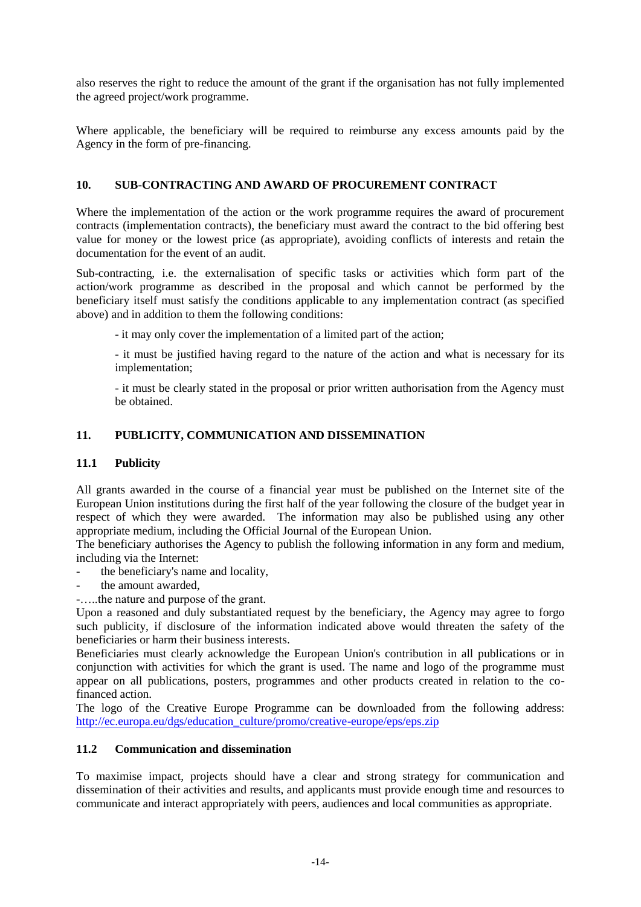also reserves the right to reduce the amount of the grant if the organisation has not fully implemented the agreed project/work programme.

Where applicable, the beneficiary will be required to reimburse any excess amounts paid by the Agency in the form of pre-financing.

## 10. SUB-CONTRACTING AND AWARD OF PROCUREMENT CONTRACT

Where the implementation of the action or the work programme requires the award of procurement contracts (implementation contracts), the beneficiary must award the contract to the bid offering best value for money or the lowest price (as appropriate), avoiding conflicts of interests and retain the documentation for the event of an audit.

Sub-contracting, i.e. the externalisation of specific tasks or activities which form part of the action/work programme as described in the proposal and which cannot be performed by the beneficiary itself must satisfy the conditions applicable to any implementation contract (as specified above) and in addition to them the following conditions:

- it may only cover the implementation of a limited part of the action;

- it must be justified having regard to the nature of the action and what is necessary for its implementation;

- it must be clearly stated in the proposal or prior written authorisation from the Agency must be obtained.

## 11. PUBLICITY, COMMUNICATION AND DISSEMINATION

### 11.1 Publicity

All grants awarded in the course of a financial year must be published on the Internet site of the European Union institutions during the first half of the year following the closure of the budget year in respect of which they were awarded. The information may also be published using any other appropriate medium, including the Official Journal of the European Union.

The beneficiary authorises the Agency to publish the following information in any form and medium, including via the Internet:

- the beneficiary's name and locality,
- the amount awarded,
- .....the nature and purpose of the grant.

Upon a reasoned and duly substantiated request by the beneficiary, the Agency may agree to forgo such publicity, if disclosure of the information indicated above would threaten the safety of the beneficiaries or harm their business interests.

Beneficiaries must clearly acknowledge the European Union's contribution in all publications or in conjunction with activities for which the grant is used. The name and logo of the programme must appear on all publications, posters, programmes and other products created in relation to the co-financed action.

The logo of the Creative Europe Programme can be downloaded from the following address: [http://ec.europa.eu/dgs/education_culture/promo/creative-europe/eps/eps.zip](http://ec.europa.eu/dgs/education_culture/promo/creative-europe/eps/eps.zip)

### 11.2 Communication and dissemination

To maximise impact, projects should have a clear and strong strategy for communication and dissemination of their activities and results, and applicants must provide enough time and resources to communicate and interact appropriately with peers, audiences and local communities as appropriate.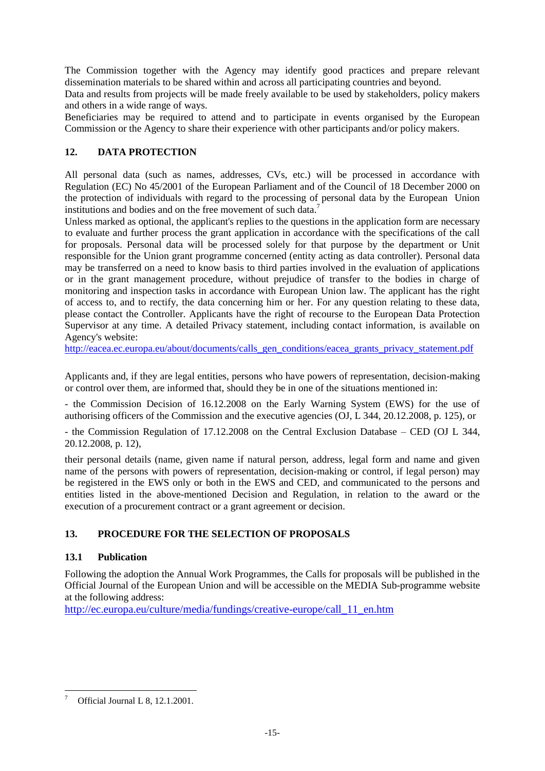The Commission together with the Agency may identify good practices and prepare relevant dissemination materials to be shared within and across all participating countries and beyond.
Data and results from projects will be made freely available to be used by stakeholders, policy makers and others in a wide range of ways.
Beneficiaries may be required to attend and to participate in events organised by the European Commission or the Agency to share their experience with other participants and/or policy makers.

## 12. DATA PROTECTION

All personal data (such as names, addresses, CVs, etc.) will be processed in accordance with Regulation (EC) No 45/2001 of the European Parliament and of the Council of 18 December 2000 on the protection of individuals with regard to the processing of personal data by the European Union institutions and bodies and on the free movement of such data.[7]
Unless marked as optional, the applicant's replies to the questions in the application form are necessary to evaluate and further process the grant application in accordance with the specifications of the call for proposals. Personal data will be processed solely for that purpose by the department or Unit responsible for the Union grant programme concerned (entity acting as data controller). Personal data may be transferred on a need to know basis to third parties involved in the evaluation of applications or in the grant management procedure, without prejudice of transfer to the bodies in charge of monitoring and inspection tasks in accordance with European Union law. The applicant has the right of access to, and to rectify, the data concerning him or her. For any question relating to these data, please contact the Controller. Applicants have the right of recourse to the European Data Protection Supervisor at any time. A detailed Privacy statement, including contact information, is available on Agency's website:
http://eacea.ec.europa.eu/about/documents/calls_gen_conditions/eacea_grants_privacy_statement.pdf

Applicants and, if they are legal entities, persons who have powers of representation, decision-making or control over them, are informed that, should they be in one of the situations mentioned in:

- the Commission Decision of 16.12.2008 on the Early Warning System (EWS) for the use of authorising officers of the Commission and the executive agencies (OJ, L 344, 20.12.2008, p. 125), or

- the Commission Regulation of 17.12.2008 on the Central Exclusion Database – CED (OJ L 344, 20.12.2008, p. 12),

their personal details (name, given name if natural person, address, legal form and name and given name of the persons with powers of representation, decision-making or control, if legal person) may be registered in the EWS only or both in the EWS and CED, and communicated to the persons and entities listed in the above-mentioned Decision and Regulation, in relation to the award or the execution of a procurement contract or a grant agreement or decision.

## 13. PROCEDURE FOR THE SELECTION OF PROPOSALS

### 13.1 Publication

Following the adoption the Annual Work Programmes, the Calls for proposals will be published in the Official Journal of the European Union and will be accessible on the MEDIA Sub-programme website at the following address:
http://ec.europa.eu/culture/media/fundings/creative-europe/call_11_en.htm

[7] Official Journal L 8, 12.1.2001.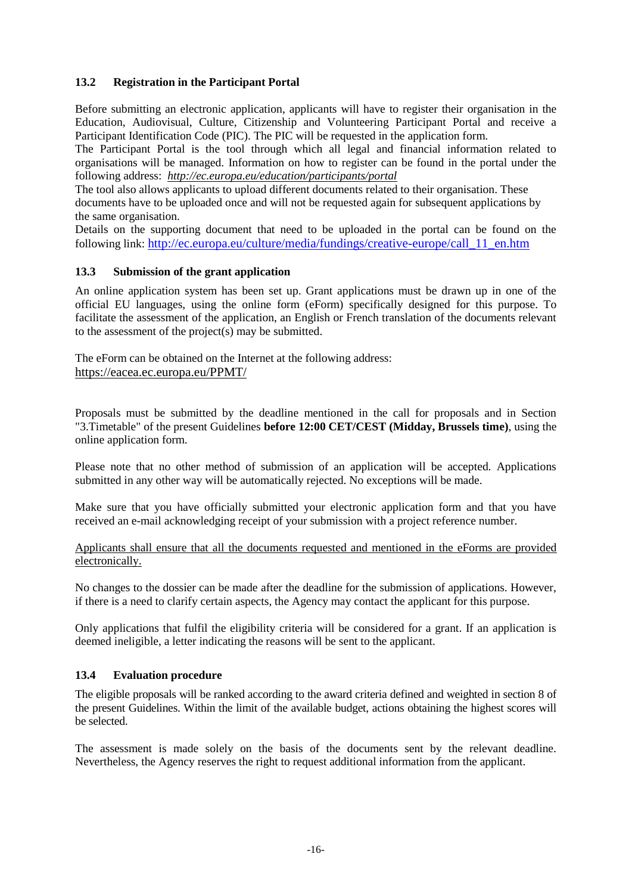### 13.2 Registration in the Participant Portal

Before submitting an electronic application, applicants will have to register their organisation in the Education, Audiovisual, Culture, Citizenship and Volunteering Participant Portal and receive a Participant Identification Code (PIC). The PIC will be requested in the application form.
The Participant Portal is the tool through which all legal and financial information related to organisations will be managed. Information on how to register can be found in the portal under the following address: *http://ec.europa.eu/education/participants/portal*
The tool also allows applicants to upload different documents related to their organisation. These documents have to be uploaded once and will not be requested again for subsequent applications by the same organisation.
Details on the supporting document that need to be uploaded in the portal can be found on the following link: http://ec.europa.eu/culture/media/fundings/creative-europe/call_11_en.htm

### 13.3 Submission of the grant application

An online application system has been set up. Grant applications must be drawn up in one of the official EU languages, using the online form (eForm) specifically designed for this purpose. To facilitate the assessment of the application, an English or French translation of the documents relevant to the assessment of the project(s) may be submitted.

The eForm can be obtained on the Internet at the following address:
https://eacea.ec.europa.eu/PPMT/

Proposals must be submitted by the deadline mentioned in the call for proposals and in Section "3.Timetable" of the present Guidelines **before 12:00 CET/CEST (Midday, Brussels time)**, using the online application form.

Please note that no other method of submission of an application will be accepted. Applications submitted in any other way will be automatically rejected. No exceptions will be made.

Make sure that you have officially submitted your electronic application form and that you have received an e-mail acknowledging receipt of your submission with a project reference number.

Applicants shall ensure that all the documents requested and mentioned in the eForms are provided electronically.

No changes to the dossier can be made after the deadline for the submission of applications. However, if there is a need to clarify certain aspects, the Agency may contact the applicant for this purpose.

Only applications that fulfil the eligibility criteria will be considered for a grant. If an application is deemed ineligible, a letter indicating the reasons will be sent to the applicant.

### 13.4 Evaluation procedure

The eligible proposals will be ranked according to the award criteria defined and weighted in section 8 of the present Guidelines. Within the limit of the available budget, actions obtaining the highest scores will be selected.

The assessment is made solely on the basis of the documents sent by the relevant deadline. Nevertheless, the Agency reserves the right to request additional information from the applicant.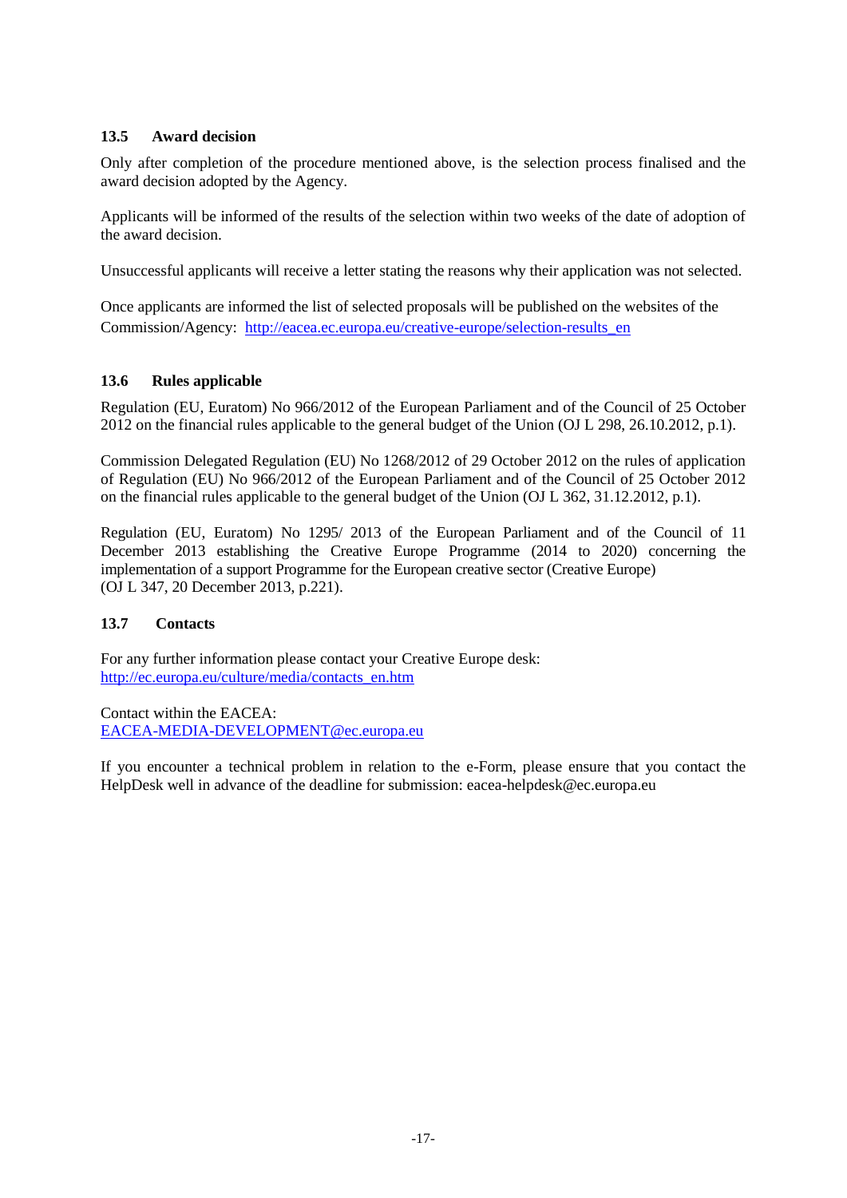### 13.5 Award decision

Only after completion of the procedure mentioned above, is the selection process finalised and the award decision adopted by the Agency.

Applicants will be informed of the results of the selection within two weeks of the date of adoption of the award decision.

Unsuccessful applicants will receive a letter stating the reasons why their application was not selected.

Once applicants are informed the list of selected proposals will be published on the websites of the Commission/Agency: http://eacea.ec.europa.eu/creative-europe/selection-results_en

### 13.6 Rules applicable

Regulation (EU, Euratom) No 966/2012 of the European Parliament and of the Council of 25 October 2012 on the financial rules applicable to the general budget of the Union (OJ L 298, 26.10.2012, p.1).

Commission Delegated Regulation (EU) No 1268/2012 of 29 October 2012 on the rules of application of Regulation (EU) No 966/2012 of the European Parliament and of the Council of 25 October 2012 on the financial rules applicable to the general budget of the Union (OJ L 362, 31.12.2012, p.1).

Regulation (EU, Euratom) No 1295/ 2013 of the European Parliament and of the Council of 11 December 2013 establishing the Creative Europe Programme (2014 to 2020) concerning the implementation of a support Programme for the European creative sector (Creative Europe)
(OJ L 347, 20 December 2013, p.221).

### 13.7 Contacts

For any further information please contact your Creative Europe desk:
http://ec.europa.eu/culture/media/contacts_en.htm

Contact within the EACEA:
EACEA-MEDIA-DEVELOPMENT@ec.europa.eu

If you encounter a technical problem in relation to the e-Form, please ensure that you contact the HelpDesk well in advance of the deadline for submission: eacea-helpdesk@ec.europa.eu